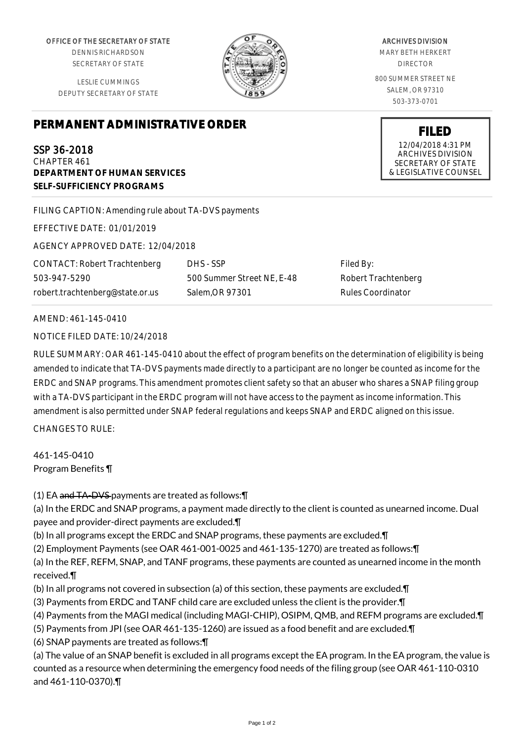OFFICE OF THE SECRETARY OF STATE
DENNIS RICHARDSON
SECRETARY OF STATE

LESLIE CUMMINGS
DEPUTY SECRETARY OF STATE

ARCHIVES DIVISION
MARY BETH HERKERT
DIRECTOR

800 SUMMER STREET NE
SALEM, OR 97310
503-373-0701

**FILED**
12/04/2018 4:31 PM
ARCHIVES DIVISION
SECRETARY OF STATE
& LEGISLATIVE COUNSEL

# PERMANENT ADMINISTRATIVE ORDER

SSP 36-2018
CHAPTER 461
**DEPARTMENT OF HUMAN SERVICES**
**SELF-SUFFICIENCY PROGRAMS**

FILING CAPTION: Amending rule about TA-DVS payments

EFFECTIVE DATE: 01/01/2019

AGENCY APPROVED DATE: 12/04/2018

| CONTACT: Robert Trachtenberg | DHS - SSP | Filed By: |
|---|---|---|
| 503-947-5290 | 500 Summer Street NE, E-48 | Robert Trachtenberg |
| robert.trachtenberg@state.or.us | Salem,OR 97301 | Rules Coordinator |

AMEND: 461-145-0410

NOTICE FILED DATE: 10/24/2018

RULE SUMMARY: OAR 461-145-0410 about the effect of program benefits on the determination of eligibility is being amended to indicate that TA-DVS payments made directly to a participant are no longer be counted as income for the ERDC and SNAP programs. This amendment promotes client safety so that an abuser who shares a SNAP filing group with a TA-DVS participant in the ERDC program will not have access to the payment as income information. This amendment is also permitted under SNAP federal regulations and keeps SNAP and ERDC aligned on this issue.

CHANGES TO RULE:

461-145-0410
Program Benefits ¶

(1) EA ~~and TA-DVS~~ payments are treated as follows:¶
(a) In the ERDC and SNAP programs, a payment made directly to the client is counted as unearned income. Dual payee and provider-direct payments are excluded.¶
(b) In all programs except the ERDC and SNAP programs, these payments are excluded.¶
(2) Employment Payments (see OAR 461-001-0025 and 461-135-1270) are treated as follows:¶
(a) In the REF, REFM, SNAP, and TANF programs, these payments are counted as unearned income in the month received.¶
(b) In all programs not covered in subsection (a) of this section, these payments are excluded.¶
(3) Payments from ERDC and TANF child care are excluded unless the client is the provider.¶
(4) Payments from the MAGI medical (including MAGI-CHIP), OSIPM, QMB, and REFM programs are excluded.¶
(5) Payments from JPI (see OAR 461-135-1260) are issued as a food benefit and are excluded.¶
(6) SNAP payments are treated as follows:¶
(a) The value of an SNAP benefit is excluded in all programs except the EA program. In the EA program, the value is counted as a resource when determining the emergency food needs of the filing group (see OAR 461-110-0310 and 461-110-0370).¶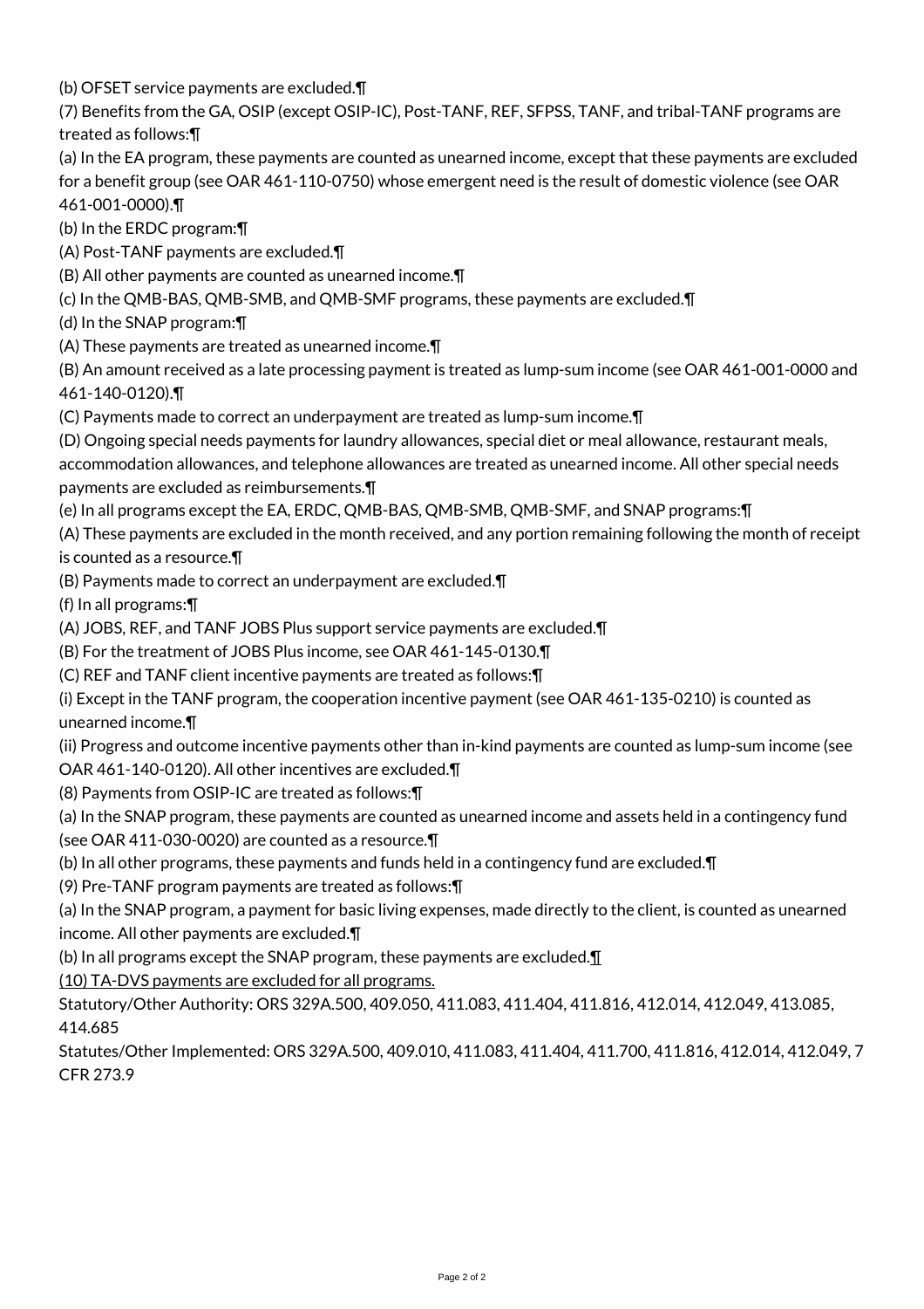(b) OFSET service payments are excluded.¶

(7) Benefits from the GA, OSIP (except OSIP-IC), Post-TANF, REF, SFPSS, TANF, and tribal-TANF programs are treated as follows:¶

(a) In the EA program, these payments are counted as unearned income, except that these payments are excluded for a benefit group (see OAR 461-110-0750) whose emergent need is the result of domestic violence (see OAR 461-001-0000).¶

(b) In the ERDC program:¶

(A) Post-TANF payments are excluded.¶

(B) All other payments are counted as unearned income.¶

(c) In the QMB-BAS, QMB-SMB, and QMB-SMF programs, these payments are excluded.¶

(d) In the SNAP program:¶

(A) These payments are treated as unearned income.¶

(B) An amount received as a late processing payment is treated as lump-sum income (see OAR 461-001-0000 and 461-140-0120).¶

(C) Payments made to correct an underpayment are treated as lump-sum income.¶

(D) Ongoing special needs payments for laundry allowances, special diet or meal allowance, restaurant meals, accommodation allowances, and telephone allowances are treated as unearned income. All other special needs payments are excluded as reimbursements.¶

(e) In all programs except the EA, ERDC, QMB-BAS, QMB-SMB, QMB-SMF, and SNAP programs:¶

(A) These payments are excluded in the month received, and any portion remaining following the month of receipt is counted as a resource.¶

(B) Payments made to correct an underpayment are excluded.¶

(f) In all programs:¶

(A) JOBS, REF, and TANF JOBS Plus support service payments are excluded.¶

(B) For the treatment of JOBS Plus income, see OAR 461-145-0130.¶

(C) REF and TANF client incentive payments are treated as follows:¶

(i) Except in the TANF program, the cooperation incentive payment (see OAR 461-135-0210) is counted as unearned income.¶

(ii) Progress and outcome incentive payments other than in-kind payments are counted as lump-sum income (see OAR 461-140-0120). All other incentives are excluded.¶

(8) Payments from OSIP-IC are treated as follows:¶

(a) In the SNAP program, these payments are counted as unearned income and assets held in a contingency fund (see OAR 411-030-0020) are counted as a resource.¶

(b) In all other programs, these payments and funds held in a contingency fund are excluded.¶

(9) Pre-TANF program payments are treated as follows:¶

(a) In the SNAP program, a payment for basic living expenses, made directly to the client, is counted as unearned income. All other payments are excluded.¶

(b) In all programs except the SNAP program, these payments are excluded.¶

<u>(10) TA-DVS payments are excluded for all programs.</u>

Statutory/Other Authority: ORS 329A.500, 409.050, 411.083, 411.404, 411.816, 412.014, 412.049, 413.085, 414.685

Statutes/Other Implemented: ORS 329A.500, 409.010, 411.083, 411.404, 411.700, 411.816, 412.014, 412.049, 7 CFR 273.9